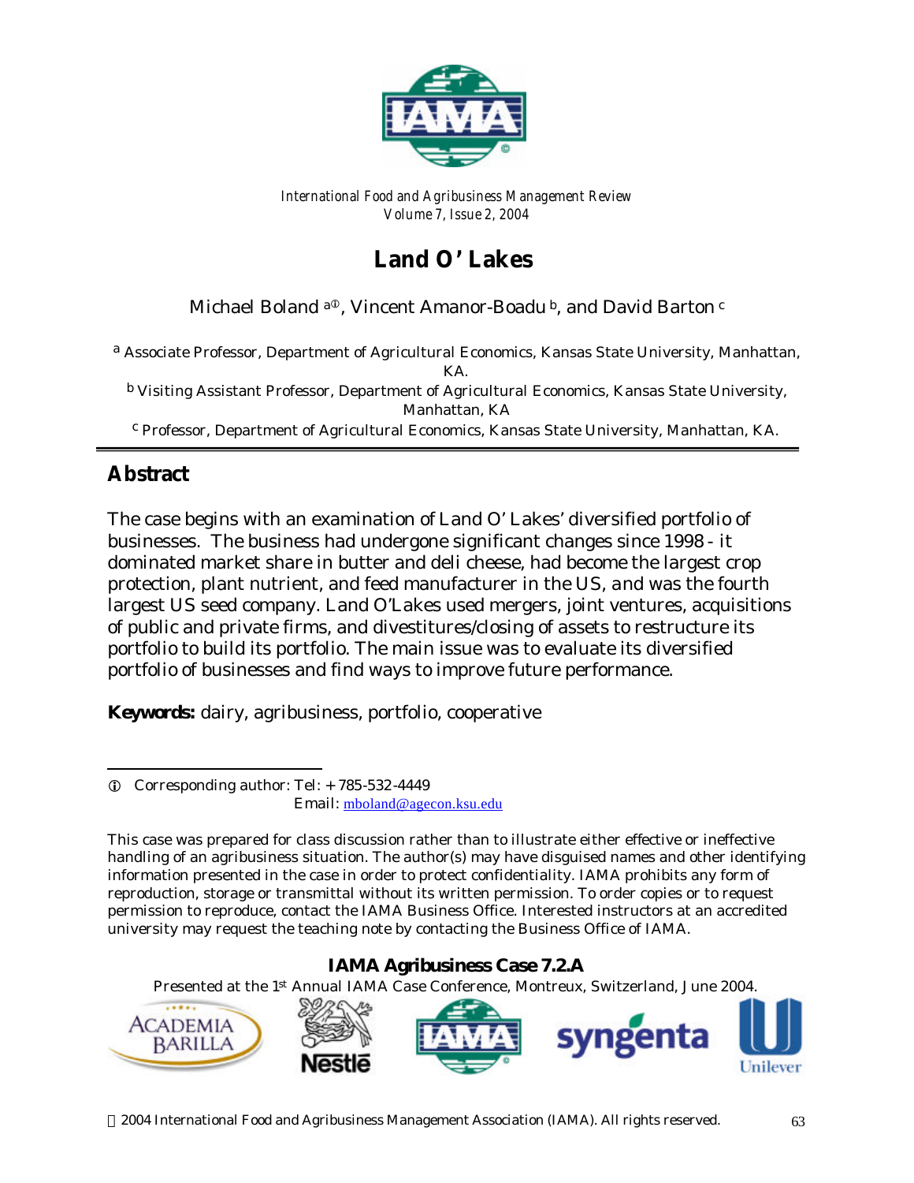*International Food and Agribusiness Management Review*
*Volume 7, Issue 2, 2004*

# Land O' Lakes

Michael Boland [a①], Vincent Amanor-Boadu [b], and David Barton [c]

[a] Associate Professor, Department of Agricultural Economics, Kansas State University, Manhattan, KA.
[b] Visiting Assistant Professor, Department of Agricultural Economics, Kansas State University, Manhattan, KA
[c] Professor, Department of Agricultural Economics, Kansas State University, Manhattan, KA.

## Abstract

The case begins with an examination of Land O' Lakes' diversified portfolio of businesses. The business had undergone significant changes since 1998 - it dominated market share in butter and deli cheese, had become the largest crop protection, plant nutrient, and feed manufacturer in the US, and was the fourth largest US seed company. Land O'Lakes used mergers, joint ventures, acquisitions of public and private firms, and divestitures/closing of assets to restructure its portfolio to build its portfolio. The main issue was to evaluate its diversified portfolio of businesses and find ways to improve future performance.

**Keywords:** dairy, agribusiness, portfolio, cooperative

① Corresponding author: Tel: + 785-532-4449
Email: mboland@agecon.ksu.edu

This case was prepared for class discussion rather than to illustrate either effective or ineffective handling of an agribusiness situation. The author(s) may have disguised names and other identifying information presented in the case in order to protect confidentiality. IAMA prohibits any form of reproduction, storage or transmittal without its written permission. To order copies or to request permission to reproduce, contact the IAMA Business Office. Interested instructors at an accredited university may request the teaching note by contacting the Business Office of IAMA.

**IAMA Agribusiness Case 7.2.A**

Presented at the 1st Annual IAMA Case Conference, Montreux, Switzerland, June 2004.

© 2004 International Food and Agribusiness Management Association (IAMA). All rights reserved.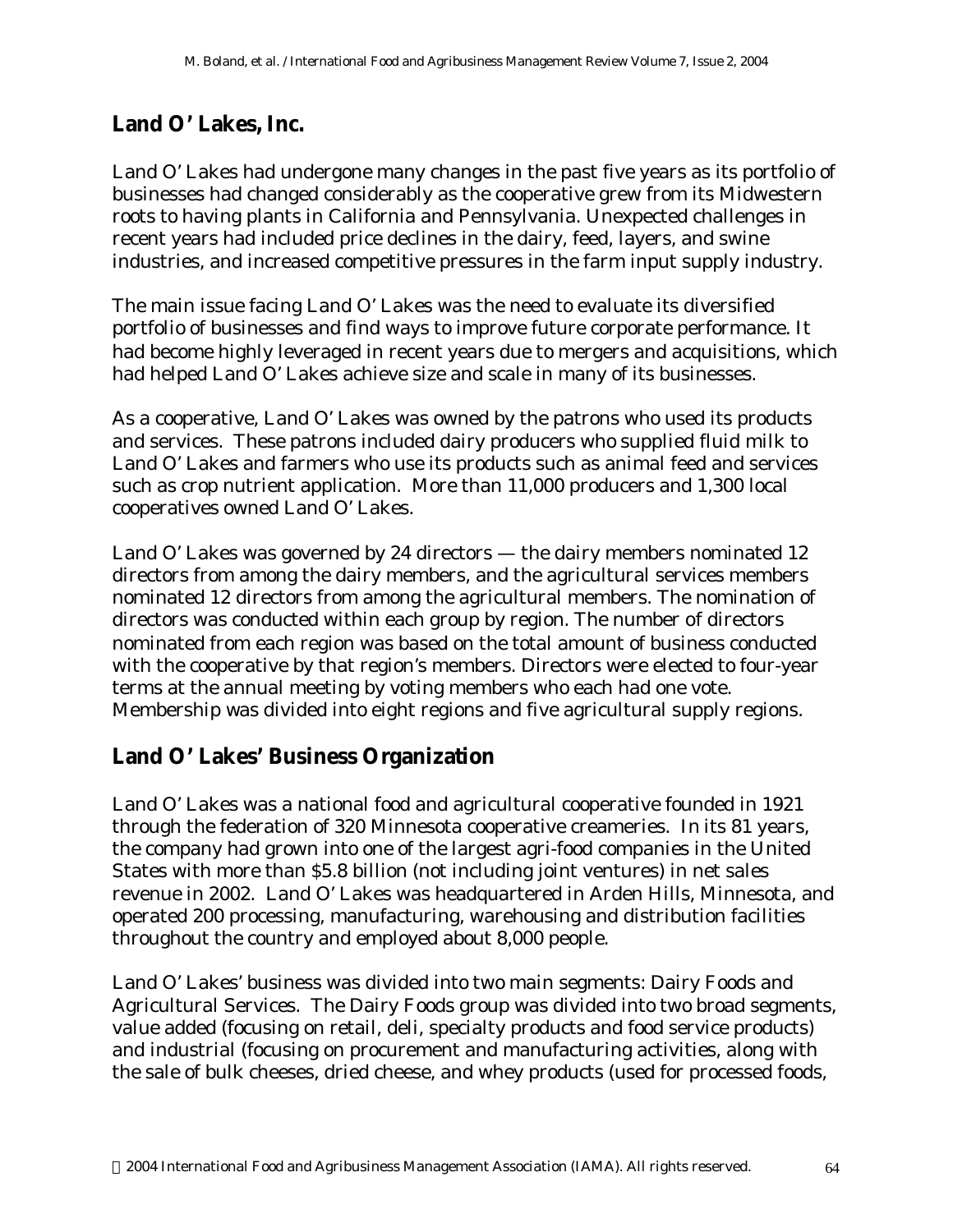## Land O' Lakes, Inc.

Land O' Lakes had undergone many changes in the past five years as its portfolio of businesses had changed considerably as the cooperative grew from its Midwestern roots to having plants in California and Pennsylvania. Unexpected challenges in recent years had included price declines in the dairy, feed, layers, and swine industries, and increased competitive pressures in the farm input supply industry.

The main issue facing Land O' Lakes was the need to evaluate its diversified portfolio of businesses and find ways to improve future corporate performance. It had become highly leveraged in recent years due to mergers and acquisitions, which had helped Land O' Lakes achieve size and scale in many of its businesses.

As a cooperative, Land O' Lakes was owned by the patrons who used its products and services. These patrons included dairy producers who supplied fluid milk to Land O' Lakes and farmers who use its products such as animal feed and services such as crop nutrient application. More than 11,000 producers and 1,300 local cooperatives owned Land O' Lakes.

Land O' Lakes was governed by 24 directors — the dairy members nominated 12 directors from among the dairy members, and the agricultural services members nominated 12 directors from among the agricultural members. The nomination of directors was conducted within each group by region. The number of directors nominated from each region was based on the total amount of business conducted with the cooperative by that region's members. Directors were elected to four-year terms at the annual meeting by voting members who each had one vote. Membership was divided into eight regions and five agricultural supply regions.

## Land O' Lakes' Business Organization

Land O' Lakes was a national food and agricultural cooperative founded in 1921 through the federation of 320 Minnesota cooperative creameries. In its 81 years, the company had grown into one of the largest agri-food companies in the United States with more than $5.8 billion (not including joint ventures) in net sales revenue in 2002. Land O' Lakes was headquartered in Arden Hills, Minnesota, and operated 200 processing, manufacturing, warehousing and distribution facilities throughout the country and employed about 8,000 people.

Land O' Lakes' business was divided into two main segments: Dairy Foods and Agricultural Services. The Dairy Foods group was divided into two broad segments, value added (focusing on retail, deli, specialty products and food service products) and industrial (focusing on procurement and manufacturing activities, along with the sale of bulk cheeses, dried cheese, and whey products (used for processed foods,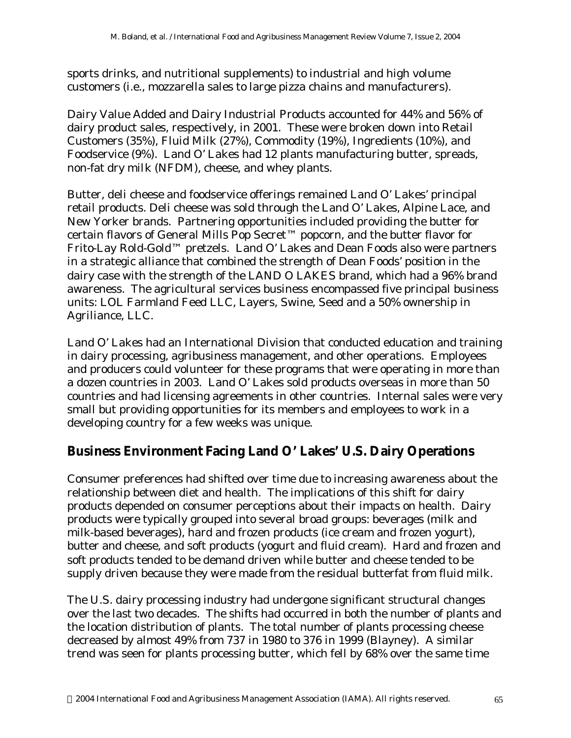sports drinks, and nutritional supplements) to industrial and high volume customers (i.e., mozzarella sales to large pizza chains and manufacturers).

Dairy Value Added and Dairy Industrial Products accounted for 44% and 56% of dairy product sales, respectively, in 2001. These were broken down into Retail Customers (35%), Fluid Milk (27%), Commodity (19%), Ingredients (10%), and Foodservice (9%). Land O' Lakes had 12 plants manufacturing butter, spreads, non-fat dry milk (NFDM), cheese, and whey plants.

Butter, deli cheese and foodservice offerings remained Land O' Lakes' principal retail products. Deli cheese was sold through the Land O' Lakes, Alpine Lace, and New Yorker brands. Partnering opportunities included providing the butter for certain flavors of General Mills Pop Secret™ popcorn, and the butter flavor for Frito-Lay Rold-Gold™ pretzels. Land O' Lakes and Dean Foods also were partners in a strategic alliance that combined the strength of Dean Foods' position in the dairy case with the strength of the LAND O LAKES brand, which had a 96% brand awareness. The agricultural services business encompassed five principal business units: LOL Farmland Feed LLC, Layers, Swine, Seed and a 50% ownership in Agriliance, LLC.

Land O' Lakes had an International Division that conducted education and training in dairy processing, agribusiness management, and other operations. Employees and producers could volunteer for these programs that were operating in more than a dozen countries in 2003. Land O' Lakes sold products overseas in more than 50 countries and had licensing agreements in other countries. Internal sales were very small but providing opportunities for its members and employees to work in a developing country for a few weeks was unique.

## Business Environment Facing Land O' Lakes' U.S. Dairy Operations

Consumer preferences had shifted over time due to increasing awareness about the relationship between diet and health. The implications of this shift for dairy products depended on consumer perceptions about their impacts on health. Dairy products were typically grouped into several broad groups: beverages (milk and milk-based beverages), hard and frozen products (ice cream and frozen yogurt), butter and cheese, and soft products (yogurt and fluid cream). Hard and frozen and soft products tended to be demand driven while butter and cheese tended to be supply driven because they were made from the residual butterfat from fluid milk.

The U.S. dairy processing industry had undergone significant structural changes over the last two decades. The shifts had occurred in both the number of plants and the location distribution of plants. The total number of plants processing cheese decreased by almost 49% from 737 in 1980 to 376 in 1999 (Blayney). A similar trend was seen for plants processing butter, which fell by 68% over the same time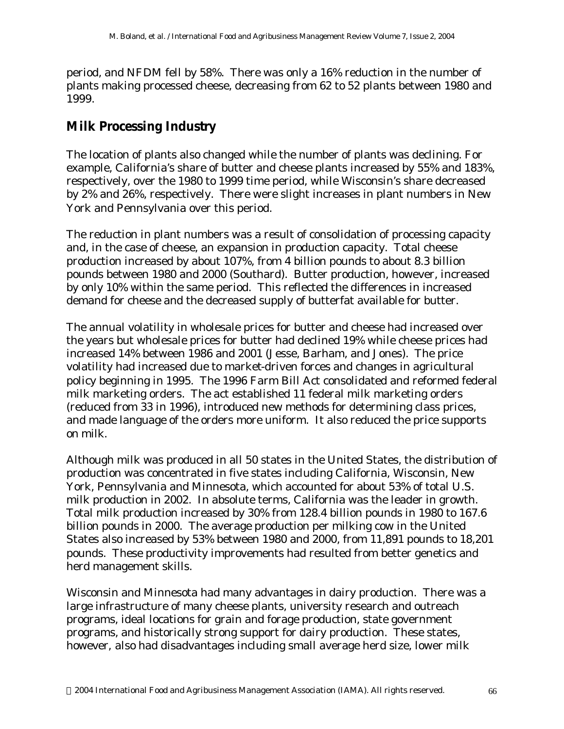period, and NFDM fell by 58%. There was only a 16% reduction in the number of plants making processed cheese, decreasing from 62 to 52 plants between 1980 and 1999.

## Milk Processing Industry

The location of plants also changed while the number of plants was declining. For example, California's share of butter and cheese plants increased by 55% and 183%, respectively, over the 1980 to 1999 time period, while Wisconsin's share decreased by 2% and 26%, respectively. There were slight increases in plant numbers in New York and Pennsylvania over this period.

The reduction in plant numbers was a result of consolidation of processing capacity and, in the case of cheese, an expansion in production capacity. Total cheese production increased by about 107%, from 4 billion pounds to about 8.3 billion pounds between 1980 and 2000 (Southard). Butter production, however, increased by only 10% within the same period. This reflected the differences in increased demand for cheese and the decreased supply of butterfat available for butter.

The annual volatility in wholesale prices for butter and cheese had increased over the years but wholesale prices for butter had declined 19% while cheese prices had increased 14% between 1986 and 2001 (Jesse, Barham, and Jones). The price volatility had increased due to market-driven forces and changes in agricultural policy beginning in 1995. The 1996 Farm Bill Act consolidated and reformed federal milk marketing orders. The act established 11 federal milk marketing orders (reduced from 33 in 1996), introduced new methods for determining class prices, and made language of the orders more uniform. It also reduced the price supports on milk.

Although milk was produced in all 50 states in the United States, the distribution of production was concentrated in five states including California, Wisconsin, New York, Pennsylvania and Minnesota, which accounted for about 53% of total U.S. milk production in 2002. In absolute terms, California was the leader in growth. Total milk production increased by 30% from 128.4 billion pounds in 1980 to 167.6 billion pounds in 2000. The average production per milking cow in the United States also increased by 53% between 1980 and 2000, from 11,891 pounds to 18,201 pounds. These productivity improvements had resulted from better genetics and herd management skills.

Wisconsin and Minnesota had many advantages in dairy production. There was a large infrastructure of many cheese plants, university research and outreach programs, ideal locations for grain and forage production, state government programs, and historically strong support for dairy production. These states, however, also had disadvantages including small average herd size, lower milk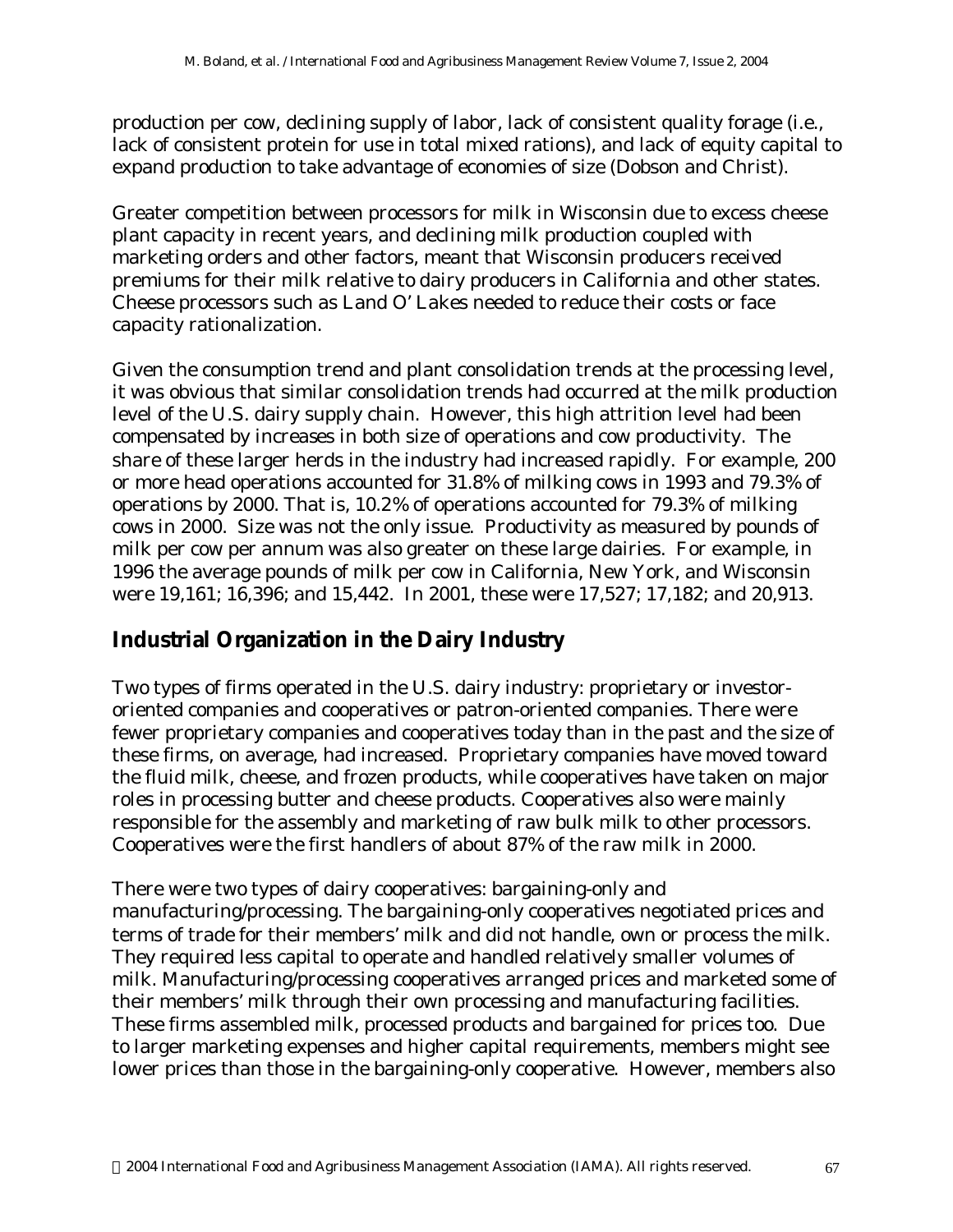production per cow, declining supply of labor, lack of consistent quality forage (i.e., lack of consistent protein for use in total mixed rations), and lack of equity capital to expand production to take advantage of economies of size (Dobson and Christ).

Greater competition between processors for milk in Wisconsin due to excess cheese plant capacity in recent years, and declining milk production coupled with marketing orders and other factors, meant that Wisconsin producers received premiums for their milk relative to dairy producers in California and other states. Cheese processors such as Land O' Lakes needed to reduce their costs or face capacity rationalization.

Given the consumption trend and plant consolidation trends at the processing level, it was obvious that similar consolidation trends had occurred at the milk production level of the U.S. dairy supply chain. However, this high attrition level had been compensated by increases in both size of operations and cow productivity. The share of these larger herds in the industry had increased rapidly. For example, 200 or more head operations accounted for 31.8% of milking cows in 1993 and 79.3% of operations by 2000. That is, 10.2% of operations accounted for 79.3% of milking cows in 2000. Size was not the only issue. Productivity as measured by pounds of milk per cow per annum was also greater on these large dairies. For example, in 1996 the average pounds of milk per cow in California, New York, and Wisconsin were 19,161; 16,396; and 15,442. In 2001, these were 17,527; 17,182; and 20,913.

## Industrial Organization in the Dairy Industry

Two types of firms operated in the U.S. dairy industry: proprietary or investor-oriented companies and cooperatives or patron-oriented companies. There were fewer proprietary companies and cooperatives today than in the past and the size of these firms, on average, had increased. Proprietary companies have moved toward the fluid milk, cheese, and frozen products, while cooperatives have taken on major roles in processing butter and cheese products. Cooperatives also were mainly responsible for the assembly and marketing of raw bulk milk to other processors. Cooperatives were the first handlers of about 87% of the raw milk in 2000.

There were two types of dairy cooperatives: bargaining-only and manufacturing/processing. The bargaining-only cooperatives negotiated prices and terms of trade for their members' milk and did not handle, own or process the milk. They required less capital to operate and handled relatively smaller volumes of milk. Manufacturing/processing cooperatives arranged prices and marketed some of their members' milk through their own processing and manufacturing facilities. These firms assembled milk, processed products and bargained for prices too. Due to larger marketing expenses and higher capital requirements, members might see lower prices than those in the bargaining-only cooperative. However, members also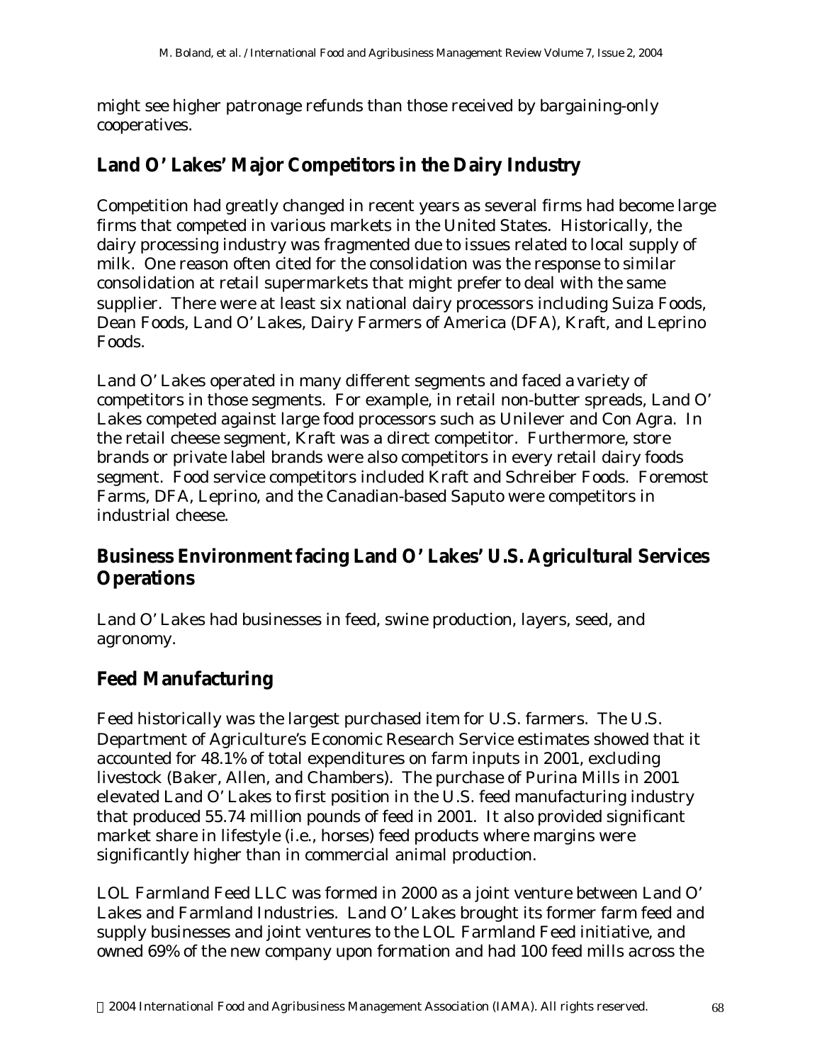might see higher patronage refunds than those received by bargaining-only cooperatives.

## Land O' Lakes' Major Competitors in the Dairy Industry

Competition had greatly changed in recent years as several firms had become large firms that competed in various markets in the United States. Historically, the dairy processing industry was fragmented due to issues related to local supply of milk. One reason often cited for the consolidation was the response to similar consolidation at retail supermarkets that might prefer to deal with the same supplier. There were at least six national dairy processors including Suiza Foods, Dean Foods, Land O' Lakes, Dairy Farmers of America (DFA), Kraft, and Leprino Foods.

Land O' Lakes operated in many different segments and faced a variety of competitors in those segments. For example, in retail non-butter spreads, Land O' Lakes competed against large food processors such as Unilever and Con Agra. In the retail cheese segment, Kraft was a direct competitor. Furthermore, store brands or private label brands were also competitors in every retail dairy foods segment. Food service competitors included Kraft and Schreiber Foods. Foremost Farms, DFA, Leprino, and the Canadian-based Saputo were competitors in industrial cheese.

## Business Environment facing Land O' Lakes' U.S. Agricultural Services Operations

Land O' Lakes had businesses in feed, swine production, layers, seed, and agronomy.

## Feed Manufacturing

Feed historically was the largest purchased item for U.S. farmers. The U.S. Department of Agriculture's Economic Research Service estimates showed that it accounted for 48.1% of total expenditures on farm inputs in 2001, excluding livestock (Baker, Allen, and Chambers). The purchase of Purina Mills in 2001 elevated Land O' Lakes to first position in the U.S. feed manufacturing industry that produced 55.74 million pounds of feed in 2001. It also provided significant market share in lifestyle (i.e., horses) feed products where margins were significantly higher than in commercial animal production.

LOL Farmland Feed LLC was formed in 2000 as a joint venture between Land O' Lakes and Farmland Industries. Land O' Lakes brought its former farm feed and supply businesses and joint ventures to the LOL Farmland Feed initiative, and owned 69% of the new company upon formation and had 100 feed mills across the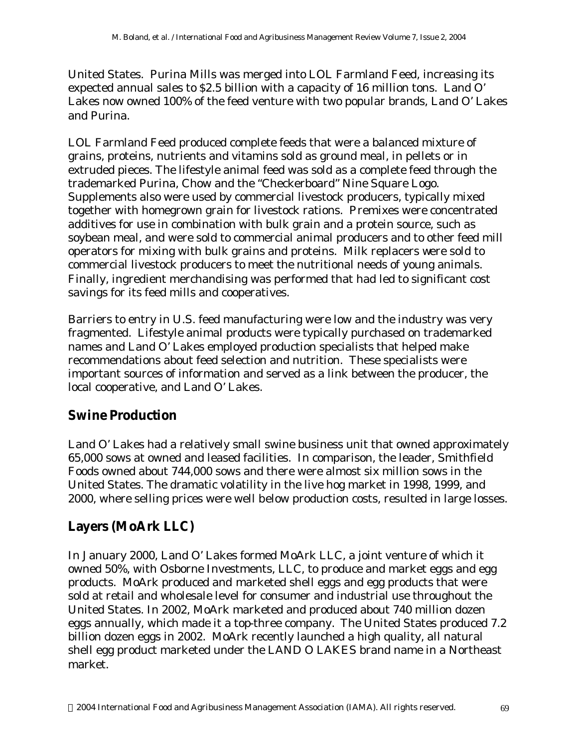United States. Purina Mills was merged into LOL Farmland Feed, increasing its expected annual sales to $2.5 billion with a capacity of 16 million tons. Land O' Lakes now owned 100% of the feed venture with two popular brands, Land O' Lakes and Purina.

LOL Farmland Feed produced complete feeds that were a balanced mixture of grains, proteins, nutrients and vitamins sold as ground meal, in pellets or in extruded pieces. The lifestyle animal feed was sold as a complete feed through the trademarked Purina, Chow and the "Checkerboard" Nine Square Logo. Supplements also were used by commercial livestock producers, typically mixed together with homegrown grain for livestock rations. Premixes were concentrated additives for use in combination with bulk grain and a protein source, such as soybean meal, and were sold to commercial animal producers and to other feed mill operators for mixing with bulk grains and proteins. Milk replacers were sold to commercial livestock producers to meet the nutritional needs of young animals. Finally, ingredient merchandising was performed that had led to significant cost savings for its feed mills and cooperatives.

Barriers to entry in U.S. feed manufacturing were low and the industry was very fragmented. Lifestyle animal products were typically purchased on trademarked names and Land O' Lakes employed production specialists that helped make recommendations about feed selection and nutrition. These specialists were important sources of information and served as a link between the producer, the local cooperative, and Land O' Lakes.

## Swine Production

Land O' Lakes had a relatively small swine business unit that owned approximately 65,000 sows at owned and leased facilities. In comparison, the leader, Smithfield Foods owned about 744,000 sows and there were almost six million sows in the United States. The dramatic volatility in the live hog market in 1998, 1999, and 2000, where selling prices were well below production costs, resulted in large losses.

## Layers (MoArk LLC)

In January 2000, Land O' Lakes formed MoArk LLC, a joint venture of which it owned 50%, with Osborne Investments, LLC, to produce and market eggs and egg products. MoArk produced and marketed shell eggs and egg products that were sold at retail and wholesale level for consumer and industrial use throughout the United States. In 2002, MoArk marketed and produced about 740 million dozen eggs annually, which made it a top-three company. The United States produced 7.2 billion dozen eggs in 2002. MoArk recently launched a high quality, all natural shell egg product marketed under the LAND O LAKES brand name in a Northeast market.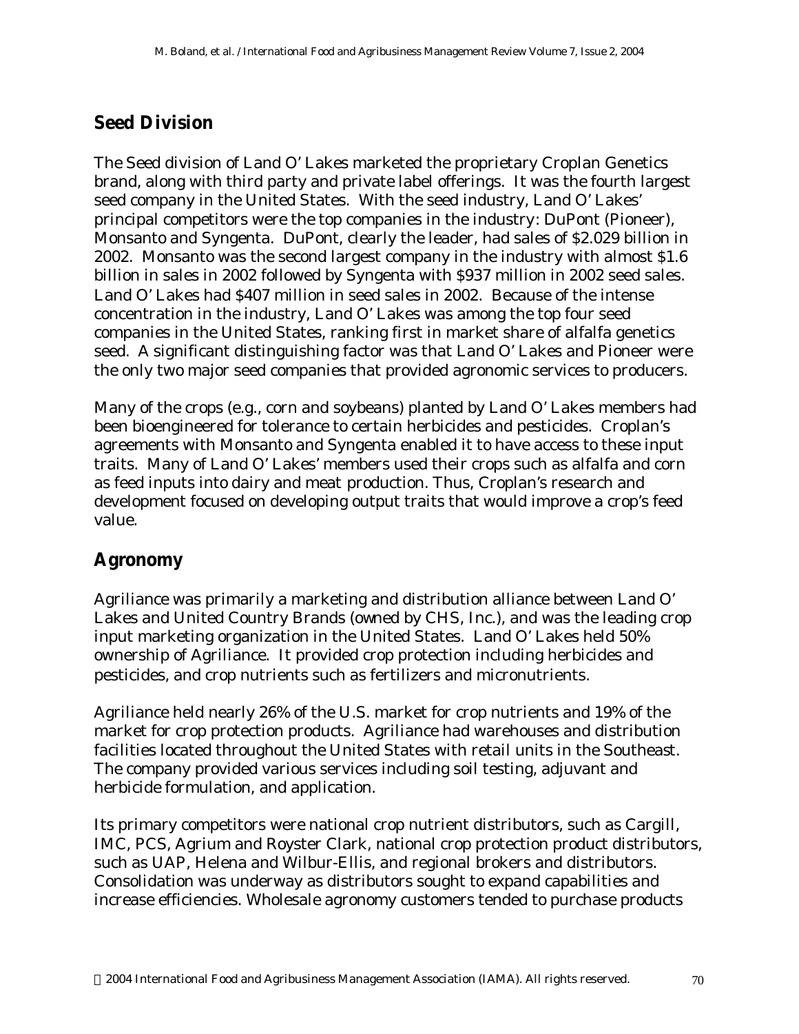## Seed Division

The Seed division of Land O' Lakes marketed the proprietary Croplan Genetics brand, along with third party and private label offerings. It was the fourth largest seed company in the United States. With the seed industry, Land O' Lakes' principal competitors were the top companies in the industry: DuPont (Pioneer), Monsanto and Syngenta. DuPont, clearly the leader, had sales of $2.029 billion in 2002. Monsanto was the second largest company in the industry with almost $1.6 billion in sales in 2002 followed by Syngenta with $937 million in 2002 seed sales. Land O' Lakes had $407 million in seed sales in 2002. Because of the intense concentration in the industry, Land O' Lakes was among the top four seed companies in the United States, ranking first in market share of alfalfa genetics seed. A significant distinguishing factor was that Land O' Lakes and Pioneer were the only two major seed companies that provided agronomic services to producers.

Many of the crops (e.g., corn and soybeans) planted by Land O' Lakes members had been bioengineered for tolerance to certain herbicides and pesticides. Croplan's agreements with Monsanto and Syngenta enabled it to have access to these input traits. Many of Land O' Lakes' members used their crops such as alfalfa and corn as feed inputs into dairy and meat production. Thus, Croplan's research and development focused on developing output traits that would improve a crop's feed value.

## Agronomy

Agriliance was primarily a marketing and distribution alliance between Land O' Lakes and United Country Brands (owned by CHS, Inc.), and was the leading crop input marketing organization in the United States. Land O' Lakes held 50% ownership of Agriliance. It provided crop protection including herbicides and pesticides, and crop nutrients such as fertilizers and micronutrients.

Agriliance held nearly 26% of the U.S. market for crop nutrients and 19% of the market for crop protection products. Agriliance had warehouses and distribution facilities located throughout the United States with retail units in the Southeast. The company provided various services including soil testing, adjuvant and herbicide formulation, and application.

Its primary competitors were national crop nutrient distributors, such as Cargill, IMC, PCS, Agrium and Royster Clark, national crop protection product distributors, such as UAP, Helena and Wilbur-Ellis, and regional brokers and distributors. Consolidation was underway as distributors sought to expand capabilities and increase efficiencies. Wholesale agronomy customers tended to purchase products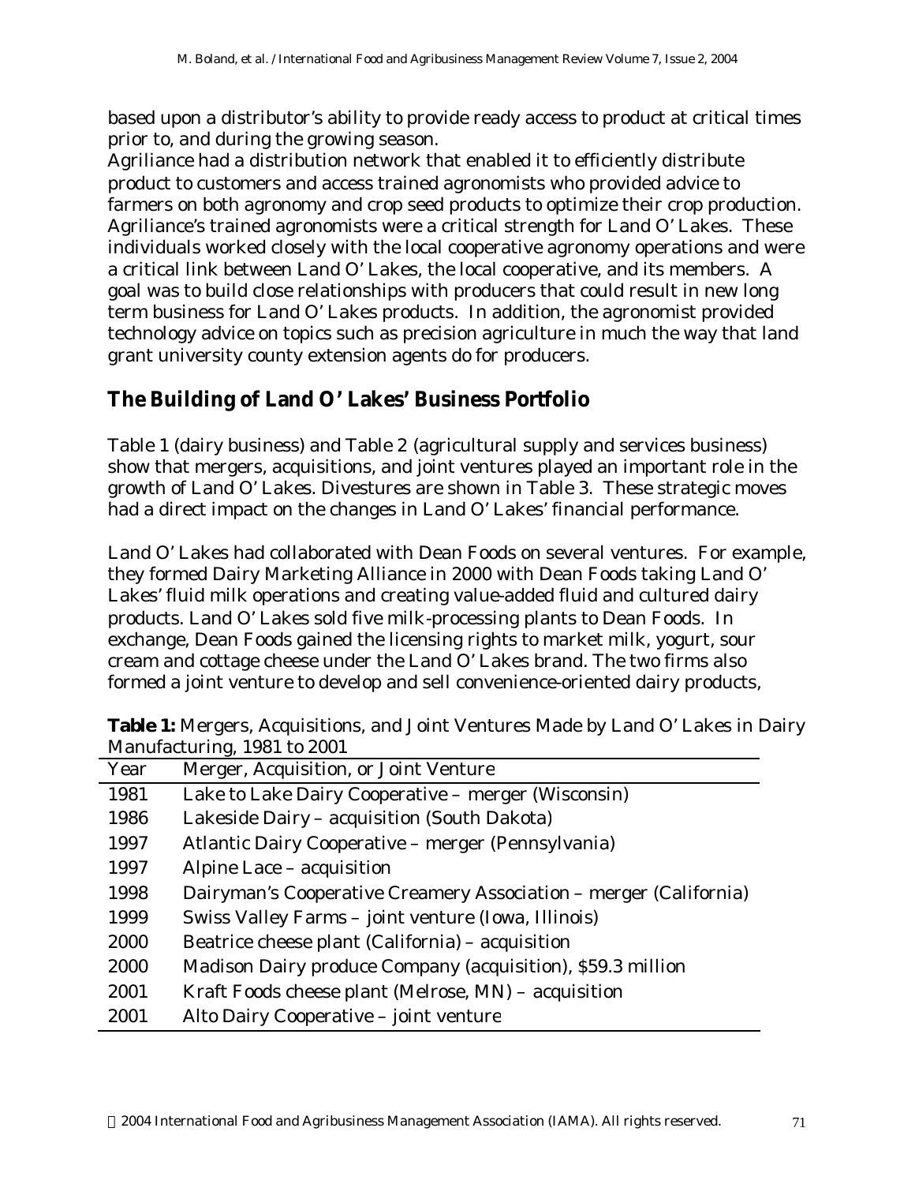based upon a distributor's ability to provide ready access to product at critical times prior to, and during the growing season.

Agriliance had a distribution network that enabled it to efficiently distribute product to customers and access trained agronomists who provided advice to farmers on both agronomy and crop seed products to optimize their crop production. Agriliance's trained agronomists were a critical strength for Land O'Lakes. These individuals worked closely with the local cooperative agronomy operations and were a critical link between Land O'Lakes, the local cooperative, and its members. A goal was to build close relationships with producers that could result in new long term business for Land O'Lakes products. In addition, the agronomist provided technology advice on topics such as precision agriculture in much the way that land grant university county extension agents do for producers.

## The Building of Land O'Lakes' Business Portfolio

Table 1 (dairy business) and Table 2 (agricultural supply and services business) show that mergers, acquisitions, and joint ventures played an important role in the growth of Land O'Lakes. Divestures are shown in Table 3. These strategic moves had a direct impact on the changes in Land O'Lakes' financial performance.

Land O'Lakes had collaborated with Dean Foods on several ventures. For example, they formed Dairy Marketing Alliance in 2000 with Dean Foods taking Land O'Lakes' fluid milk operations and creating value-added fluid and cultured dairy products. Land O'Lakes sold five milk-processing plants to Dean Foods. In exchange, Dean Foods gained the licensing rights to market milk, yogurt, sour cream and cottage cheese under the Land O'Lakes brand. The two firms also formed a joint venture to develop and sell convenience-oriented dairy products,

**Table 1:** Mergers, Acquisitions, and Joint Ventures Made by Land O'Lakes in Dairy Manufacturing, 1981 to 2001

| Year | Merger, Acquisition, or Joint Venture |
|---|---|
| 1981 | Lake to Lake Dairy Cooperative – merger (Wisconsin) |
| 1986 | Lakeside Dairy – acquisition (South Dakota) |
| 1997 | Atlantic Dairy Cooperative – merger (Pennsylvania) |
| 1997 | Alpine Lace – acquisition |
| 1998 | Dairyman's Cooperative Creamery Association – merger (California) |
| 1999 | Swiss Valley Farms – joint venture (Iowa, Illinois) |
| 2000 | Beatrice cheese plant (California) – acquisition |
| 2000 | Madison Dairy produce Company (acquisition), $59.3 million |
| 2001 | Kraft Foods cheese plant (Melrose, MN) – acquisition |
| 2001 | Alto Dairy Cooperative – joint venture |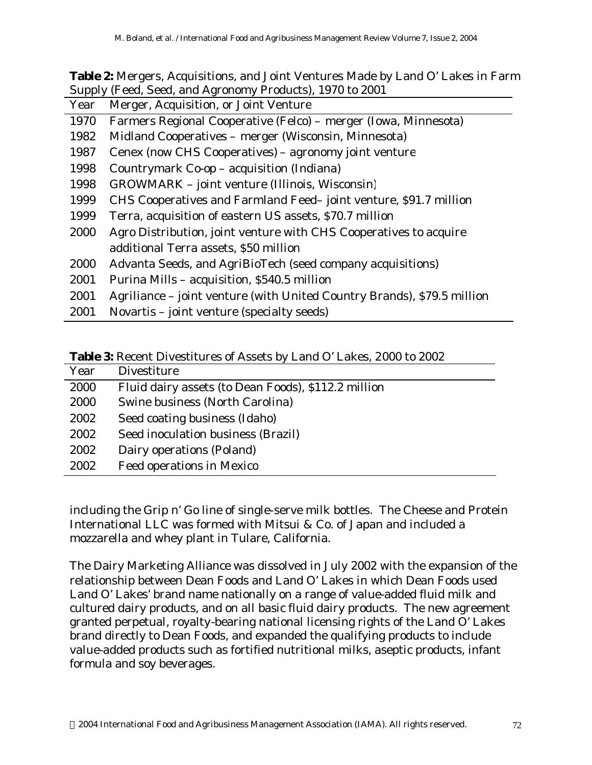**Table 2:** Mergers, Acquisitions, and Joint Ventures Made by Land O' Lakes in Farm Supply (Feed, Seed, and Agronomy Products), 1970 to 2001

| Year | Merger, Acquisition, or Joint Venture |
|---|---|
| 1970 | Farmers Regional Cooperative (Felco) – merger (Iowa, Minnesota) |
| 1982 | Midland Cooperatives – merger (Wisconsin, Minnesota) |
| 1987 | Cenex (now CHS Cooperatives) – agronomy joint venture |
| 1998 | Countrymark Co-op – acquisition (Indiana) |
| 1998 | GROWMARK – joint venture (Illinois, Wisconsin) |
| 1999 | CHS Cooperatives and Farmland Feed– joint venture, $91.7 million |
| 1999 | Terra, acquisition of eastern US assets, $70.7 million |
| 2000 | Agro Distribution, joint venture with CHS Cooperatives to acquire additional Terra assets, $50 million |
| 2000 | Advanta Seeds, and AgriBioTech (seed company acquisitions) |
| 2001 | Purina Mills – acquisition, $540.5 million |
| 2001 | Agriliance – joint venture (with United Country Brands), $79.5 million |
| 2001 | Novartis – joint venture (specialty seeds) |

**Table 3:** Recent Divestitures of Assets by Land O' Lakes, 2000 to 2002

| Year | Divestiture |
|---|---|
| 2000 | Fluid dairy assets (to Dean Foods), $112.2 million |
| 2000 | Swine business (North Carolina) |
| 2002 | Seed coating business (Idaho) |
| 2002 | Seed inoculation business (Brazil) |
| 2002 | Dairy operations (Poland) |
| 2002 | Feed operations in Mexico |

including the Grip n' Go line of single-serve milk bottles. The Cheese and Protein International LLC was formed with Mitsui & Co. of Japan and included a mozzarella and whey plant in Tulare, California.

The Dairy Marketing Alliance was dissolved in July 2002 with the expansion of the relationship between Dean Foods and Land O' Lakes in which Dean Foods used Land O' Lakes' brand name nationally on a range of value-added fluid milk and cultured dairy products, and on all basic fluid dairy products. The new agreement granted perpetual, royalty-bearing national licensing rights of the Land O' Lakes brand directly to Dean Foods, and expanded the qualifying products to include value-added products such as fortified nutritional milks, aseptic products, infant formula and soy beverages.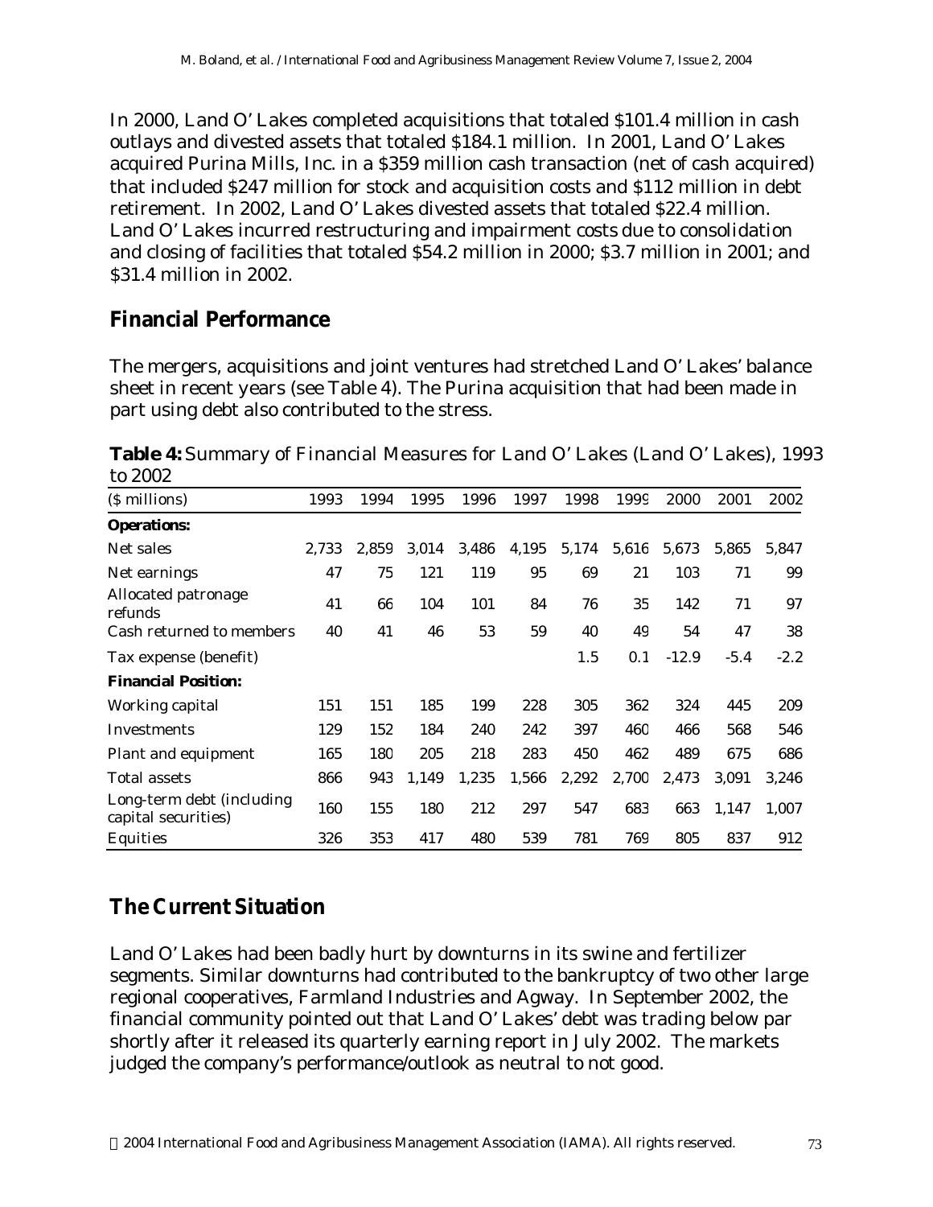In 2000, Land O' Lakes completed acquisitions that totaled $101.4 million in cash outlays and divested assets that totaled $184.1 million. In 2001, Land O' Lakes acquired Purina Mills, Inc. in a $359 million cash transaction (net of cash acquired) that included $247 million for stock and acquisition costs and $112 million in debt retirement. In 2002, Land O' Lakes divested assets that totaled $22.4 million. Land O' Lakes incurred restructuring and impairment costs due to consolidation and closing of facilities that totaled $54.2 million in 2000; $3.7 million in 2001; and $31.4 million in 2002.

## Financial Performance

The mergers, acquisitions and joint ventures had stretched Land O' Lakes' balance sheet in recent years (see Table 4). The Purina acquisition that had been made in part using debt also contributed to the stress.

**Table 4:** Summary of Financial Measures for Land O' Lakes (Land O' Lakes), 1993 to 2002

| ($ millions) | 1993 | 1994 | 1995 | 1996 | 1997 | 1998 | 1999 | 2000 | 2001 | 2002 |
|---|---|---|---|---|---|---|---|---|---|---|
| **Operations:** | | | | | | | | | | |
| Net sales | 2,733 | 2,859 | 3,014 | 3,486 | 4,195 | 5,174 | 5,616 | 5,673 | 5,865 | 5,847 |
| Net earnings | 47 | 75 | 121 | 119 | 95 | 69 | 21 | 103 | 71 | 99 |
| Allocated patronage refunds | 41 | 66 | 104 | 101 | 84 | 76 | 35 | 142 | 71 | 97 |
| Cash returned to members | 40 | 41 | 46 | 53 | 59 | 40 | 49 | 54 | 47 | 38 |
| Tax expense (benefit) | | | | | | 1.5 | 0.1 | -12.9 | -5.4 | -2.2 |
| **Financial Position:** | | | | | | | | | | |
| Working capital | 151 | 151 | 185 | 199 | 228 | 305 | 362 | 324 | 445 | 209 |
| Investments | 129 | 152 | 184 | 240 | 242 | 397 | 460 | 466 | 568 | 546 |
| Plant and equipment | 165 | 180 | 205 | 218 | 283 | 450 | 462 | 489 | 675 | 686 |
| Total assets | 866 | 943 | 1,149 | 1,235 | 1,566 | 2,292 | 2,700 | 2,473 | 3,091 | 3,246 |
| Long-term debt (including capital securities) | 160 | 155 | 180 | 212 | 297 | 547 | 683 | 663 | 1,147 | 1,007 |
| Equities | 326 | 353 | 417 | 480 | 539 | 781 | 769 | 805 | 837 | 912 |

## The Current Situation

Land O' Lakes had been badly hurt by downturns in its swine and fertilizer segments. Similar downturns had contributed to the bankruptcy of two other large regional cooperatives, Farmland Industries and Agway. In September 2002, the financial community pointed out that Land O' Lakes' debt was trading below par shortly after it released its quarterly earning report in July 2002. The markets judged the company's performance/outlook as neutral to not good.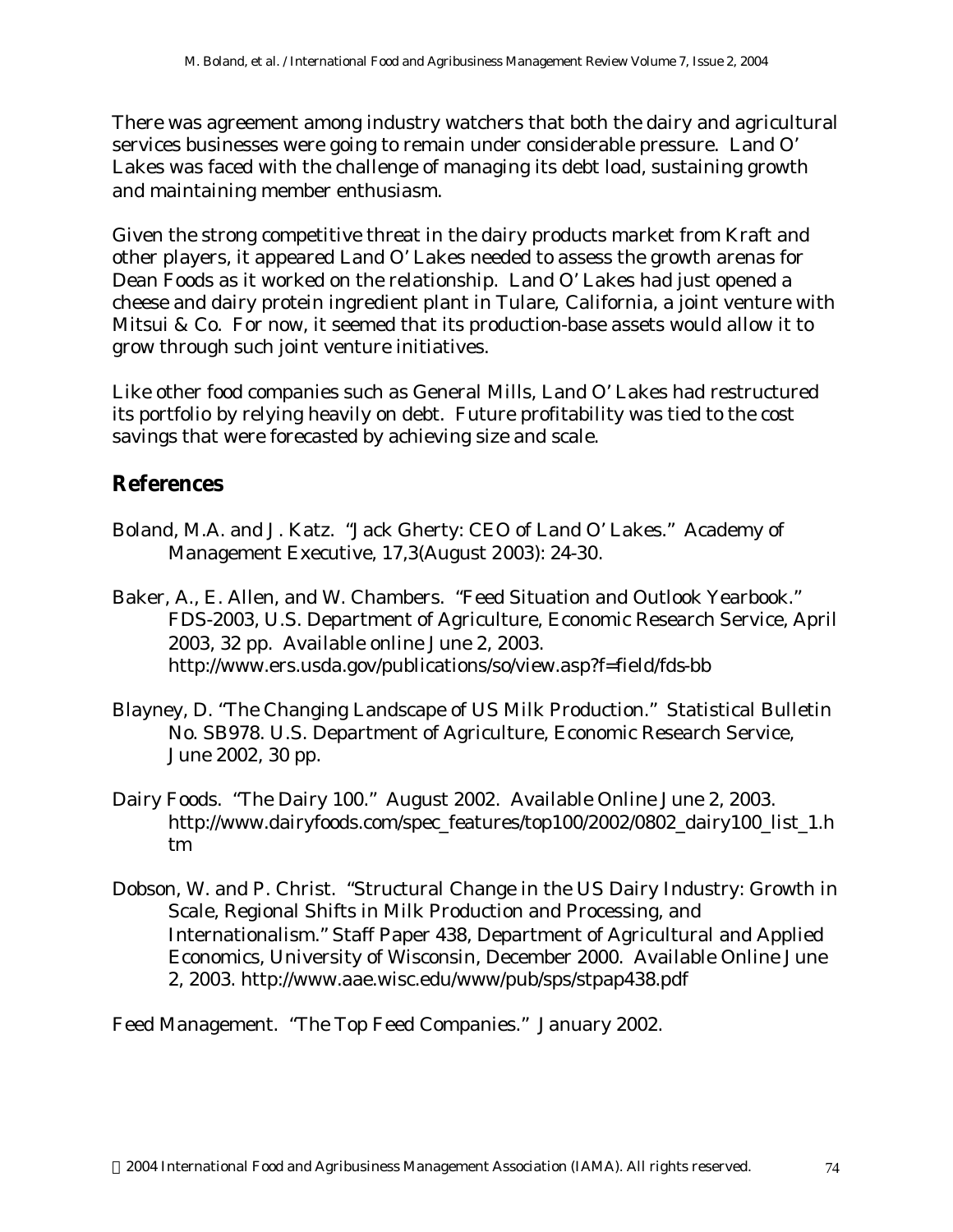There was agreement among industry watchers that both the dairy and agricultural services businesses were going to remain under considerable pressure. Land O' Lakes was faced with the challenge of managing its debt load, sustaining growth and maintaining member enthusiasm.

Given the strong competitive threat in the dairy products market from Kraft and other players, it appeared Land O' Lakes needed to assess the growth arenas for Dean Foods as it worked on the relationship. Land O' Lakes had just opened a cheese and dairy protein ingredient plant in Tulare, California, a joint venture with Mitsui & Co. For now, it seemed that its production-base assets would allow it to grow through such joint venture initiatives.

Like other food companies such as General Mills, Land O' Lakes had restructured its portfolio by relying heavily on debt. Future profitability was tied to the cost savings that were forecasted by achieving size and scale.

## References

Boland, M.A. and J. Katz. "Jack Gherty: CEO of Land O' Lakes." Academy of Management Executive, 17,3(August 2003): 24-30.

Baker, A., E. Allen, and W. Chambers. "Feed Situation and Outlook Yearbook." FDS-2003, U.S. Department of Agriculture, Economic Research Service, April 2003, 32 pp. Available online June 2, 2003. http://www.ers.usda.gov/publications/so/view.asp?f=field/fds-bb

Blayney, D. "The Changing Landscape of US Milk Production." Statistical Bulletin No. SB978. U.S. Department of Agriculture, Economic Research Service, June 2002, 30 pp.

Dairy Foods. "The Dairy 100." August 2002. Available Online June 2, 2003. http://www.dairyfoods.com/spec_features/top100/2002/0802_dairy100_list_1.htm

Dobson, W. and P. Christ. "Structural Change in the US Dairy Industry: Growth in Scale, Regional Shifts in Milk Production and Processing, and Internationalism." Staff Paper 438, Department of Agricultural and Applied Economics, University of Wisconsin, December 2000. Available Online June 2, 2003. http://www.aae.wisc.edu/www/pub/sps/stpap438.pdf

Feed Management. "The Top Feed Companies." January 2002.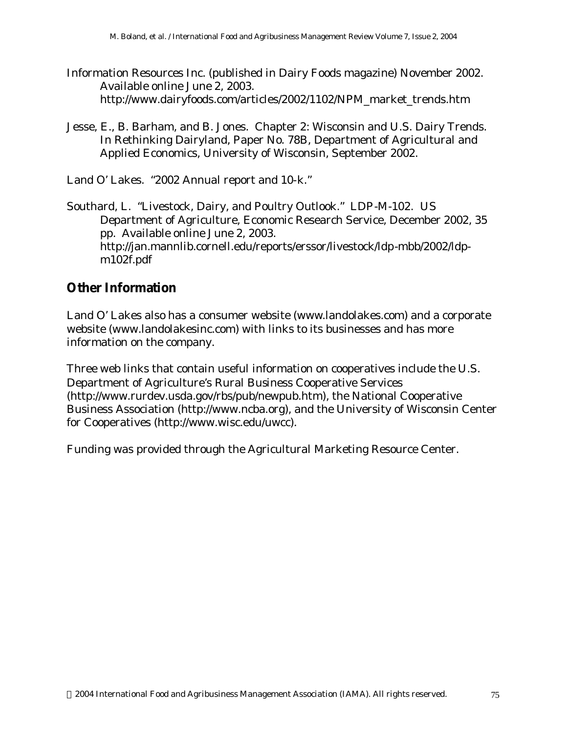Information Resources Inc. (published in Dairy Foods magazine) November 2002. Available online June 2, 2003. http://www.dairyfoods.com/articles/2002/1102/NPM_market_trends.htm

Jesse, E., B. Barham, and B. Jones. Chapter 2: Wisconsin and U.S. Dairy Trends. In Rethinking Dairyland, Paper No. 78B, Department of Agricultural and Applied Economics, University of Wisconsin, September 2002.

Land O' Lakes. "2002 Annual report and 10-k."

Southard, L. "Livestock, Dairy, and Poultry Outlook." LDP-M-102. US Department of Agriculture, Economic Research Service, December 2002, 35 pp. Available online June 2, 2003. http://jan.mannlib.cornell.edu/reports/erssor/livestock/ldp-mbb/2002/ldp-m102f.pdf

## Other Information

Land O' Lakes also has a consumer website (www.landolakes.com) and a corporate website (www.landolakesinc.com) with links to its businesses and has more information on the company.

Three web links that contain useful information on cooperatives include the U.S. Department of Agriculture's Rural Business Cooperative Services (http://www.rurdev.usda.gov/rbs/pub/newpub.htm), the National Cooperative Business Association (http://www.ncba.org), and the University of Wisconsin Center for Cooperatives (http://www.wisc.edu/uwcc).

Funding was provided through the Agricultural Marketing Resource Center.